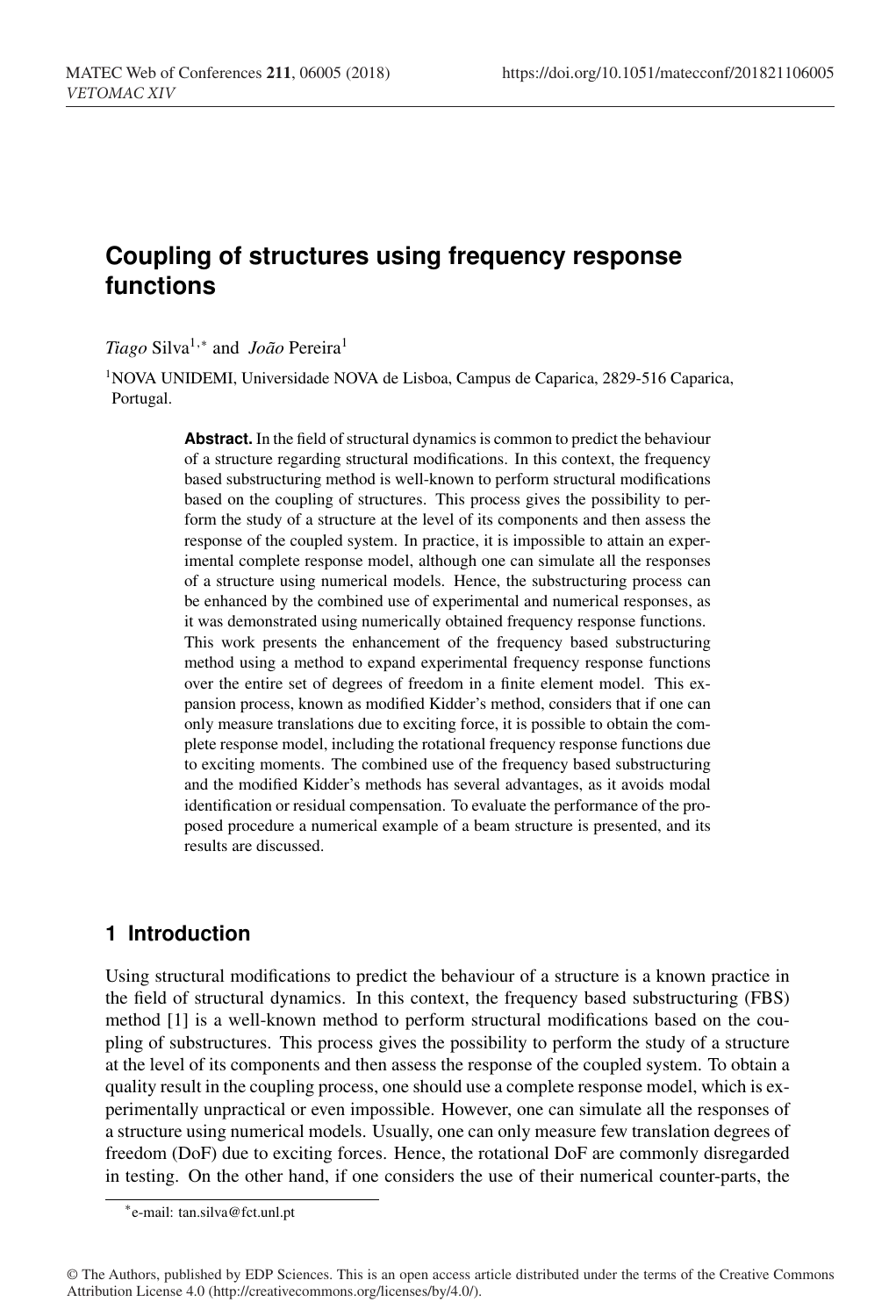# Coupling of structures using frequency response functions

*Tiago* Silva[1,*] and *João* Pereira[1]

[1]NOVA UNIDEMI, Universidade NOVA de Lisboa, Campus de Caparica, 2829-516 Caparica, Portugal.

**Abstract.** In the field of structural dynamics is common to predict the behaviour of a structure regarding structural modifications. In this context, the frequency based substructuring method is well-known to perform structural modifications based on the coupling of structures. This process gives the possibility to perform the study of a structure at the level of its components and then assess the response of the coupled system. In practice, it is impossible to attain an experimental complete response model, although one can simulate all the responses of a structure using numerical models. Hence, the substructuring process can be enhanced by the combined use of experimental and numerical responses, as it was demonstrated using numerically obtained frequency response functions. This work presents the enhancement of the frequency based substructuring method using a method to expand experimental frequency response functions over the entire set of degrees of freedom in a finite element model. This expansion process, known as modified Kidder's method, considers that if one can only measure translations due to exciting force, it is possible to obtain the complete response model, including the rotational frequency response functions due to exciting moments. The combined use of the frequency based substructuring and the modified Kidder's methods has several advantages, as it avoids modal identification or residual compensation. To evaluate the performance of the proposed procedure a numerical example of a beam structure is presented, and its results are discussed.

## 1 Introduction

Using structural modifications to predict the behaviour of a structure is a known practice in the field of structural dynamics. In this context, the frequency based substructuring (FBS) method [1] is a well-known method to perform structural modifications based on the coupling of substructures. This process gives the possibility to perform the study of a structure at the level of its components and then assess the response of the coupled system. To obtain a quality result in the coupling process, one should use a complete response model, which is experimentally unpractical or even impossible. However, one can simulate all the responses of a structure using numerical models. Usually, one can only measure few translation degrees of freedom (DoF) due to exciting forces. Hence, the rotational DoF are commonly disregarded in testing. On the other hand, if one considers the use of their numerical counter-parts, the

*e-mail: tan.silva@fct.unl.pt

© The Authors, published by EDP Sciences. This is an open access article distributed under the terms of the Creative Commons Attribution License 4.0 (http://creativecommons.org/licenses/by/4.0/).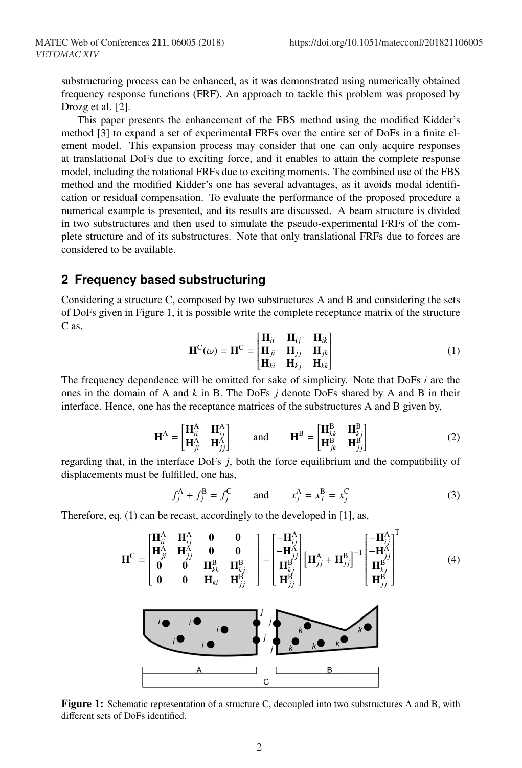substructuring process can be enhanced, as it was demonstrated using numerically obtained frequency response functions (FRF). An approach to tackle this problem was proposed by Drozg et al. [2].

This paper presents the enhancement of the FBS method using the modified Kidder's method [3] to expand a set of experimental FRFs over the entire set of DoFs in a finite element model. This expansion process may consider that one can only acquire responses at translational DoFs due to exciting force, and it enables to attain the complete response model, including the rotational FRFs due to exciting moments. The combined use of the FBS method and the modified Kidder's one has several advantages, as it avoids modal identification or residual compensation. To evaluate the performance of the proposed procedure a numerical example is presented, and its results are discussed. A beam structure is divided in two substructures and then used to simulate the pseudo-experimental FRFs of the complete structure and of its substructures. Note that only translational FRFs due to forces are considered to be available.

## 2 Frequency based substructuring

Considering a structure C, composed by two substructures A and B and considering the sets of DoFs given in Figure 1, it is possible write the complete receptance matrix of the structure C as,

$$\mathbf{H}^{\mathrm{C}}(\omega) = \mathbf{H}^{\mathrm{C}} = \begin{bmatrix} \mathbf{H}_{ii} & \mathbf{H}_{ij} & \mathbf{H}_{ik} \\ \mathbf{H}_{ji} & \mathbf{H}_{jj} & \mathbf{H}_{jk} \\ \mathbf{H}_{ki} & \mathbf{H}_{kj} & \mathbf{H}_{kk} \end{bmatrix} \tag{1}$$

The frequency dependence will be omitted for sake of simplicity. Note that DoFs $i$ are the ones in the domain of A and $k$ in B. The DoFs $j$ denote DoFs shared by A and B in their interface. Hence, one has the receptance matrices of the substructures A and B given by,

$$\mathbf{H}^{\mathrm{A}} = \begin{bmatrix} \mathbf{H}^{\mathrm{A}}_{ii} & \mathbf{H}^{\mathrm{A}}_{ij} \\ \mathbf{H}^{\mathrm{A}}_{ji} & \mathbf{H}^{\mathrm{A}}_{jj} \end{bmatrix} \qquad \text{and} \qquad \mathbf{H}^{\mathrm{B}} = \begin{bmatrix} \mathbf{H}^{\mathrm{B}}_{kk} & \mathbf{H}^{\mathrm{B}}_{kj} \\ \mathbf{H}^{\mathrm{B}}_{jk} & \mathbf{H}^{\mathrm{B}}_{jj} \end{bmatrix} \tag{2}$$

regarding that, in the interface DoFs $j$, both the force equilibrium and the compatibility of displacements must be fulfilled, one has,

$$f^{\mathrm{A}}_j + f^{\mathrm{B}}_j = f^{\mathrm{C}}_j \qquad \text{and} \qquad x^{\mathrm{A}}_j = x^{\mathrm{B}}_j = x^{\mathrm{C}}_j \tag{3}$$

Therefore, eq. (1) can be recast, accordingly to the developed in [1], as,

$$\mathbf{H}^{\mathrm{C}} = \begin{bmatrix} \mathbf{H}^{\mathrm{A}}_{ii} & \mathbf{H}^{\mathrm{A}}_{ij} & \mathbf{0} & \mathbf{0} \\ \mathbf{H}^{\mathrm{A}}_{ji} & \mathbf{H}^{\mathrm{A}}_{jj} & \mathbf{0} & \mathbf{0} \\ \mathbf{0} & \mathbf{0} & \mathbf{H}^{\mathrm{B}}_{kk} & \mathbf{H}^{\mathrm{B}}_{kj} \\ \mathbf{0} & \mathbf{0} & \mathbf{H}_{ki} & \mathbf{H}^{\mathrm{B}}_{jj} \end{bmatrix} - \begin{bmatrix} -\mathbf{H}^{\mathrm{A}}_{ij} \\ -\mathbf{H}^{\mathrm{A}}_{jj} \\ \mathbf{H}^{\mathrm{B}}_{kj} \\ \mathbf{H}^{\mathrm{B}}_{jj} \end{bmatrix} \left[\mathbf{H}^{\mathrm{A}}_{jj} + \mathbf{H}^{\mathrm{B}}_{jj}\right]^{-1} \begin{bmatrix} -\mathbf{H}^{\mathrm{A}}_{ij} \\ -\mathbf{H}^{\mathrm{A}}_{jj} \\ \mathbf{H}^{\mathrm{B}}_{kj} \\ \mathbf{H}^{\mathrm{B}}_{jj} \end{bmatrix}^{\mathrm{T}} \tag{4}$$

**Figure 1:** Schematic representation of a structure C, decoupled into two substructures A and B, with different sets of DoFs identified.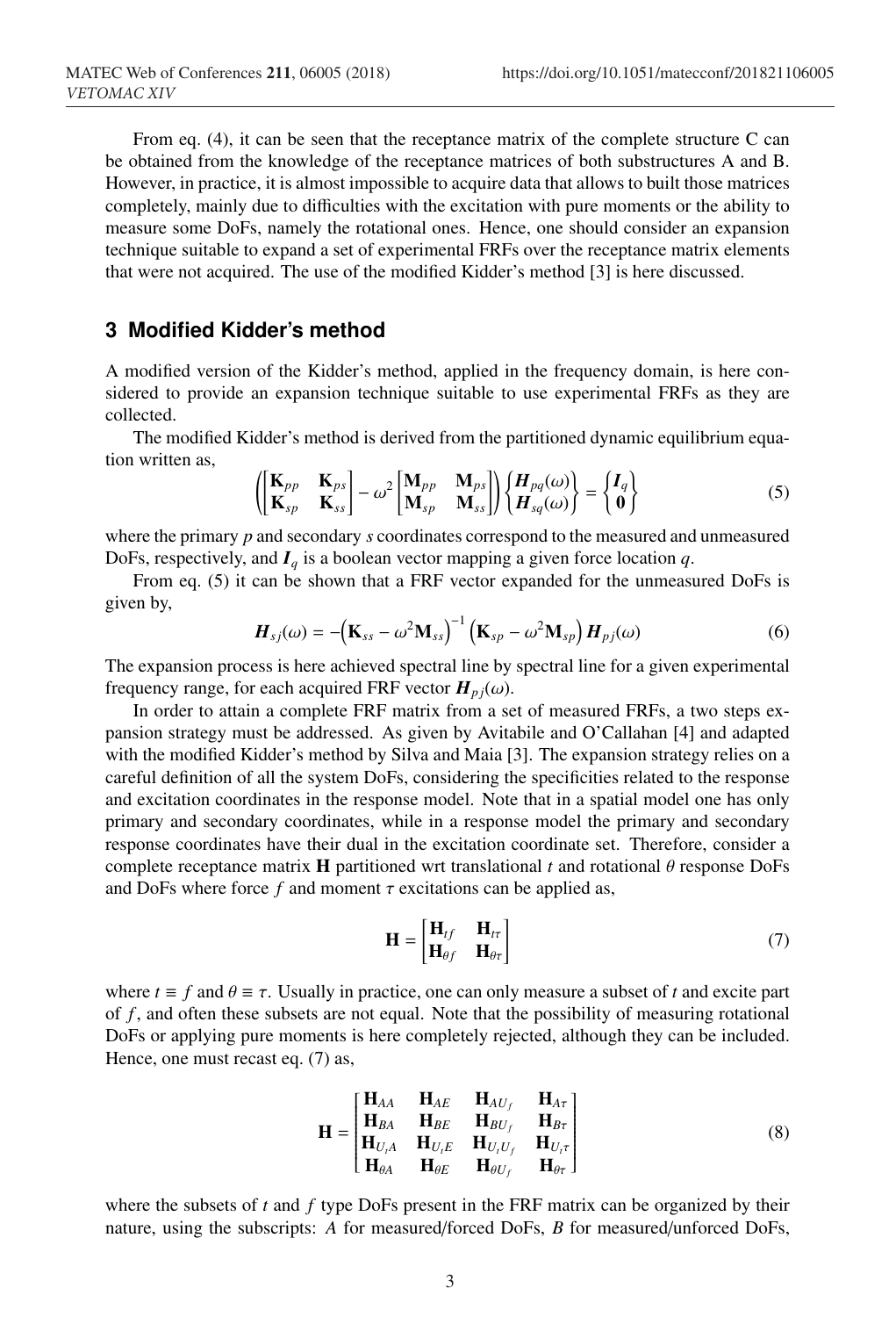From eq. (4), it can be seen that the receptance matrix of the complete structure C can be obtained from the knowledge of the receptance matrices of both substructures A and B. However, in practice, it is almost impossible to acquire data that allows to built those matrices completely, mainly due to difficulties with the excitation with pure moments or the ability to measure some DoFs, namely the rotational ones. Hence, one should consider an expansion technique suitable to expand a set of experimental FRFs over the receptance matrix elements that were not acquired. The use of the modified Kidder's method [3] is here discussed.

## 3 Modified Kidder's method

A modified version of the Kidder's method, applied in the frequency domain, is here considered to provide an expansion technique suitable to use experimental FRFs as they are collected.

The modified Kidder's method is derived from the partitioned dynamic equilibrium equation written as,

$$\left(\begin{bmatrix} \mathbf{K}_{pp} & \mathbf{K}_{ps} \\ \mathbf{K}_{sp} & \mathbf{K}_{ss} \end{bmatrix} - \omega^2 \begin{bmatrix} \mathbf{M}_{pp} & \mathbf{M}_{ps} \\ \mathbf{M}_{sp} & \mathbf{M}_{ss} \end{bmatrix}\right) \begin{Bmatrix} \boldsymbol{H}_{pq}(\omega) \\ \boldsymbol{H}_{sq}(\omega) \end{Bmatrix} = \begin{Bmatrix} \boldsymbol{I}_q \\ \mathbf{0} \end{Bmatrix} \tag{5}$$

where the primary $p$ and secondary $s$ coordinates correspond to the measured and unmeasured DoFs, respectively, and $\boldsymbol{I}_q$ is a boolean vector mapping a given force location $q$.

From eq. (5) it can be shown that a FRF vector expanded for the unmeasured DoFs is given by,

$$\boldsymbol{H}_{sj}(\omega) = -\left(\mathbf{K}_{ss} - \omega^2 \mathbf{M}_{ss}\right)^{-1} \left(\mathbf{K}_{sp} - \omega^2 \mathbf{M}_{sp}\right) \boldsymbol{H}_{pj}(\omega) \tag{6}$$

The expansion process is here achieved spectral line by spectral line for a given experimental frequency range, for each acquired FRF vector $\boldsymbol{H}_{pj}(\omega)$.

In order to attain a complete FRF matrix from a set of measured FRFs, a two steps expansion strategy must be addressed. As given by Avitabile and O'Callahan [4] and adapted with the modified Kidder's method by Silva and Maia [3]. The expansion strategy relies on a careful definition of all the system DoFs, considering the specificities related to the response and excitation coordinates in the response model. Note that in a spatial model one has only primary and secondary coordinates, while in a response model the primary and secondary response coordinates have their dual in the excitation coordinate set. Therefore, consider a complete receptance matrix $\mathbf{H}$ partitioned wrt translational $t$ and rotational $\theta$ response DoFs and DoFs where force $f$ and moment $\tau$ excitations can be applied as,

$$\mathbf{H} = \begin{bmatrix} \mathbf{H}_{tf} & \mathbf{H}_{t\tau} \\ \mathbf{H}_{\theta f} & \mathbf{H}_{\theta\tau} \end{bmatrix} \tag{7}$$

where $t \equiv f$ and $\theta \equiv \tau$. Usually in practice, one can only measure a subset of $t$ and excite part of $f$, and often these subsets are not equal. Note that the possibility of measuring rotational DoFs or applying pure moments is here completely rejected, although they can be included. Hence, one must recast eq. (7) as,

$$\mathbf{H} = \begin{bmatrix} \mathbf{H}_{AA} & \mathbf{H}_{AE} & \mathbf{H}_{AU_f} & \mathbf{H}_{A\tau} \\ \mathbf{H}_{BA} & \mathbf{H}_{BE} & \mathbf{H}_{BU_f} & \mathbf{H}_{B\tau} \\ \mathbf{H}_{U_tA} & \mathbf{H}_{U_tE} & \mathbf{H}_{U_tU_f} & \mathbf{H}_{U_t\tau} \\ \mathbf{H}_{\theta A} & \mathbf{H}_{\theta E} & \mathbf{H}_{\theta U_f} & \mathbf{H}_{\theta\tau} \end{bmatrix} \tag{8}$$

where the subsets of $t$ and $f$ type DoFs present in the FRF matrix can be organized by their nature, using the subscripts: $A$ for measured/forced DoFs, $B$ for measured/unforced DoFs,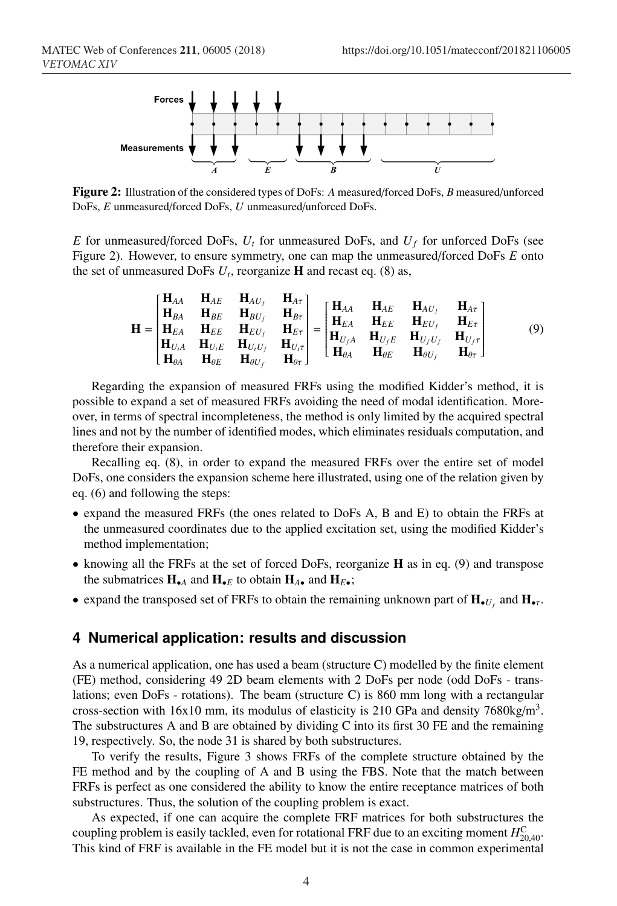Figure 2: Illustration of the considered types of DoFs: *A* measured/forced DoFs, *B* measured/unforced DoFs, *E* unmeasured/forced DoFs, *U* unmeasured/unforced DoFs.

$E$ for unmeasured/forced DoFs, $U_t$ for unmeasured DoFs, and $U_f$ for unforced DoFs (see Figure 2). However, to ensure symmetry, one can map the unmeasured/forced DoFs $E$ onto the set of unmeasured DoFs $U_t$, reorganize $\mathbf{H}$ and recast eq. (8) as,

$$\mathbf{H} = \begin{bmatrix} \mathbf{H}_{AA} & \mathbf{H}_{AE} & \mathbf{H}_{AU_f} & \mathbf{H}_{A\tau} \\ \mathbf{H}_{BA} & \mathbf{H}_{BE} & \mathbf{H}_{BU_f} & \mathbf{H}_{B\tau} \\ \mathbf{H}_{EA} & \mathbf{H}_{EE} & \mathbf{H}_{EU_f} & \mathbf{H}_{E\tau} \\ \mathbf{H}_{U_tA} & \mathbf{H}_{U_tE} & \mathbf{H}_{U_tU_f} & \mathbf{H}_{U_t\tau} \\ \mathbf{H}_{\theta A} & \mathbf{H}_{\theta E} & \mathbf{H}_{\theta U_f} & \mathbf{H}_{\theta\tau} \end{bmatrix} = \begin{bmatrix} \mathbf{H}_{AA} & \mathbf{H}_{AE} & \mathbf{H}_{AU_f} & \mathbf{H}_{A\tau} \\ \mathbf{H}_{EA} & \mathbf{H}_{EE} & \mathbf{H}_{EU_f} & \mathbf{H}_{E\tau} \\ \mathbf{H}_{U_fA} & \mathbf{H}_{U_fE} & \mathbf{H}_{U_fU_f} & \mathbf{H}_{U_f\tau} \\ \mathbf{H}_{\theta A} & \mathbf{H}_{\theta E} & \mathbf{H}_{\theta U_f} & \mathbf{H}_{\theta\tau} \end{bmatrix} \tag{9}$$

Regarding the expansion of measured FRFs using the modified Kidder's method, it is possible to expand a set of measured FRFs avoiding the need of modal identification. Moreover, in terms of spectral incompleteness, the method is only limited by the acquired spectral lines and not by the number of identified modes, which eliminates residuals computation, and therefore their expansion.

Recalling eq. (8), in order to expand the measured FRFs over the entire set of model DoFs, one considers the expansion scheme here illustrated, using one of the relation given by eq. (6) and following the steps:

- expand the measured FRFs (the ones related to DoFs A, B and E) to obtain the FRFs at the unmeasured coordinates due to the applied excitation set, using the modified Kidder's method implementation;
- knowing all the FRFs at the set of forced DoFs, reorganize $\mathbf{H}$ as in eq. (9) and transpose the submatrices $\mathbf{H}_{\bullet A}$ and $\mathbf{H}_{\bullet E}$ to obtain $\mathbf{H}_{A\bullet}$ and $\mathbf{H}_{E\bullet}$;
- expand the transposed set of FRFs to obtain the remaining unknown part of $\mathbf{H}_{\bullet U_f}$ and $\mathbf{H}_{\bullet\tau}$.

## 4 Numerical application: results and discussion

As a numerical application, one has used a beam (structure C) modelled by the finite element (FE) method, considering 49 2D beam elements with 2 DoFs per node (odd DoFs - translations; even DoFs - rotations). The beam (structure C) is 860 mm long with a rectangular cross-section with 16x10 mm, its modulus of elasticity is 210 GPa and density 7680kg/m$^3$. The substructures A and B are obtained by dividing C into its first 30 FE and the remaining 19, respectively. So, the node 31 is shared by both substructures.

To verify the results, Figure 3 shows FRFs of the complete structure obtained by the FE method and by the coupling of A and B using the FBS. Note that the match between FRFs is perfect as one considered the ability to know the entire receptance matrices of both substructures. Thus, the solution of the coupling problem is exact.

As expected, if one can acquire the complete FRF matrices for both substructures the coupling problem is easily tackled, even for rotational FRF due to an exciting moment $H^{\mathrm{C}}_{20,40}$. This kind of FRF is available in the FE model but it is not the case in common experimental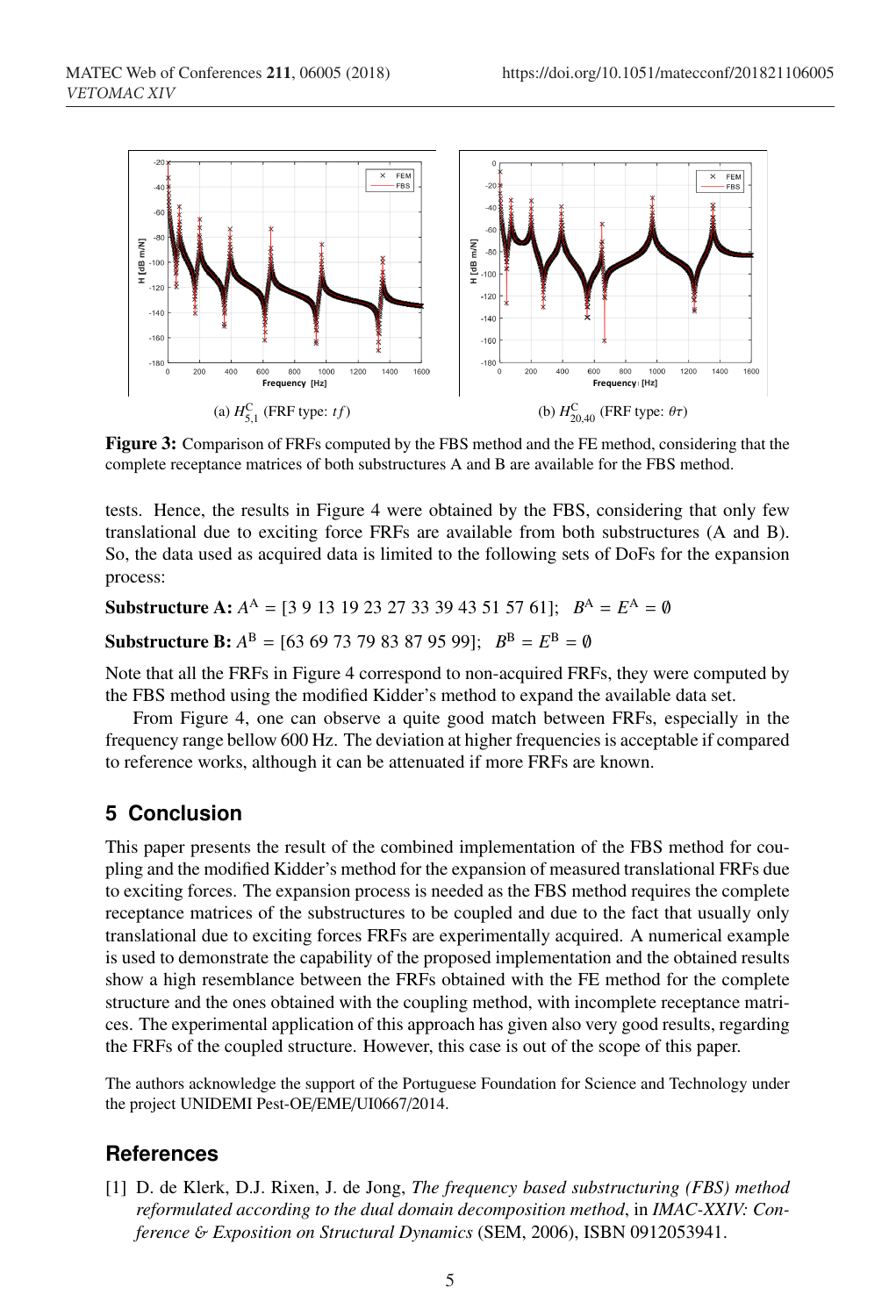(a) $H^{C}_{5,1}$ (FRF type: $tf$)

(b) $H^{C}_{20,40}$ (FRF type: $\theta\tau$)

**Figure 3:** Comparison of FRFs computed by the FBS method and the FE method, considering that the complete receptance matrices of both substructures A and B are available for the FBS method.

tests. Hence, the results in Figure 4 were obtained by the FBS, considering that only few translational due to exciting force FRFs are available from both substructures (A and B). So, the data used as acquired data is limited to the following sets of DoFs for the expansion process:

**Substructure A:** $A^{\mathrm{A}} = [3\ 9\ 13\ 19\ 23\ 27\ 33\ 39\ 43\ 51\ 57\ 61]$; $B^{\mathrm{A}} = E^{\mathrm{A}} = \emptyset$

**Substructure B:** $A^{\mathrm{B}} = [63\ 69\ 73\ 79\ 83\ 87\ 95\ 99]$; $B^{\mathrm{B}} = E^{\mathrm{B}} = \emptyset$

Note that all the FRFs in Figure 4 correspond to non-acquired FRFs, they were computed by the FBS method using the modified Kidder's method to expand the available data set.

From Figure 4, one can observe a quite good match between FRFs, especially in the frequency range bellow 600 Hz. The deviation at higher frequencies is acceptable if compared to reference works, although it can be attenuated if more FRFs are known.

## 5 Conclusion

This paper presents the result of the combined implementation of the FBS method for coupling and the modified Kidder's method for the expansion of measured translational FRFs due to exciting forces. The expansion process is needed as the FBS method requires the complete receptance matrices of the substructures to be coupled and due to the fact that usually only translational due to exciting forces FRFs are experimentally acquired. A numerical example is used to demonstrate the capability of the proposed implementation and the obtained results show a high resemblance between the FRFs obtained with the FE method for the complete structure and the ones obtained with the coupling method, with incomplete receptance matrices. The experimental application of this approach has given also very good results, regarding the FRFs of the coupled structure. However, this case is out of the scope of this paper.

The authors acknowledge the support of the Portuguese Foundation for Science and Technology under the project UNIDEMI Pest-OE/EME/UI0667/2014.

## References

[1] D. de Klerk, D.J. Rixen, J. de Jong, *The frequency based substructuring (FBS) method reformulated according to the dual domain decomposition method*, in *IMAC-XXIV: Conference & Exposition on Structural Dynamics* (SEM, 2006), ISBN 0912053941.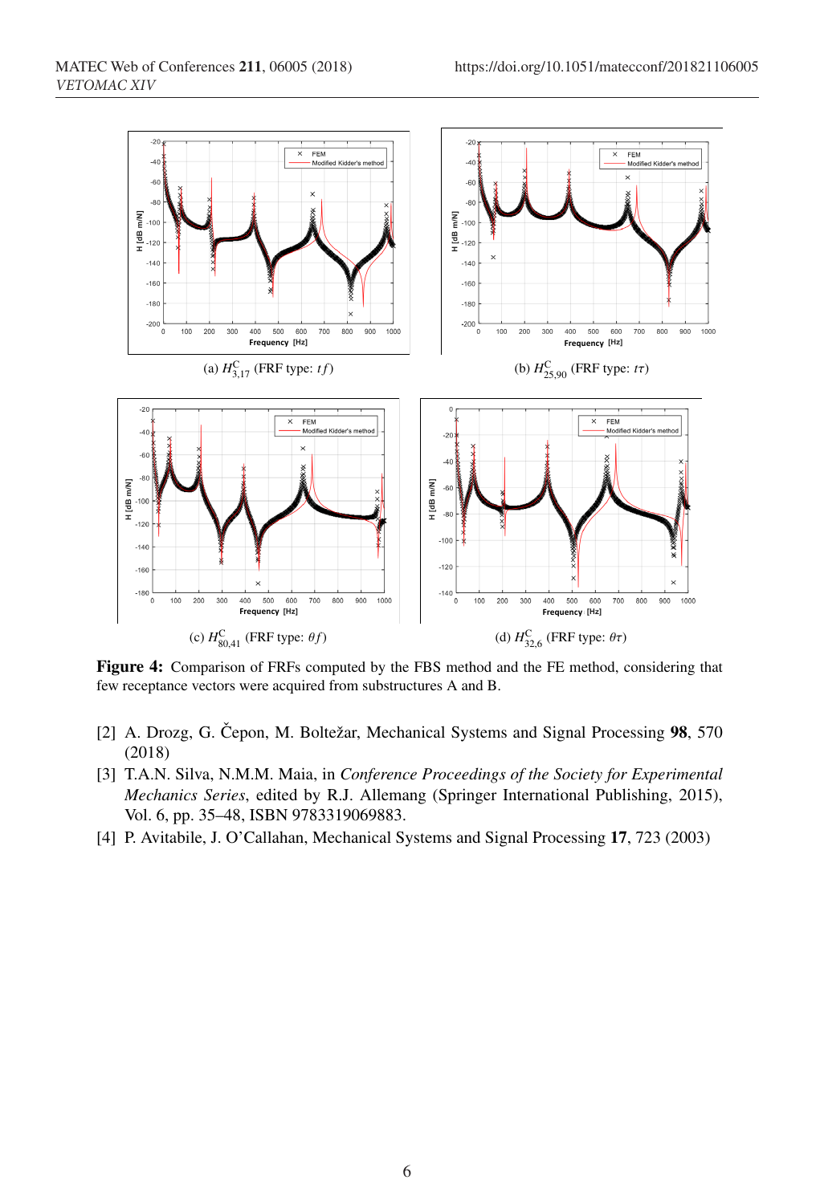H [dB m/N]
Frequency [Hz]
FEM
Modified Kidder's method
-20
-40
-60
-80
-100
-120
-140
-160
-180
-200
0 100 200 300 400 500 600 700 800 900 1000

(a) $H^{C}_{3,17}$ (FRF type: $tf$)

H [dB m/N]
Frequency [Hz]
FEM
Modified Kidder's method
-20
-40
-60
-80
-100
-120
-140
-160
-180
-200
0 100 200 300 400 500 600 700 800 900 1000

(b) $H^{C}_{25,90}$ (FRF type: $t\tau$)

H [dB m/N]
Frequency [Hz]
FEM
Modified Kidder's method
-20
-40
-60
-80
-100
-120
-140
-160
-180
0 100 200 300 400 500 600 700 800 900 1000

(c) $H^{C}_{80,41}$ (FRF type: $\theta f$)

H [dB m/N]
Frequency [Hz]
FEM
Modified Kidder's method
0
-20
-40
-60
-80
-100
-120
-140
0 100 200 300 400 500 600 700 800 900 1000

(d) $H^{C}_{32,6}$ (FRF type: $\theta\tau$)

**Figure 4:** Comparison of FRFs computed by the FBS method and the FE method, considering that few receptance vectors were acquired from substructures A and B.

[2] A. Drozg, G. Čepon, M. Boltežar, Mechanical Systems and Signal Processing **98**, 570 (2018)

[3] T.A.N. Silva, N.M.M. Maia, in *Conference Proceedings of the Society for Experimental Mechanics Series*, edited by R.J. Allemang (Springer International Publishing, 2015), Vol. 6, pp. 35–48, ISBN 9783319069883.

[4] P. Avitabile, J. O'Callahan, Mechanical Systems and Signal Processing **17**, 723 (2003)